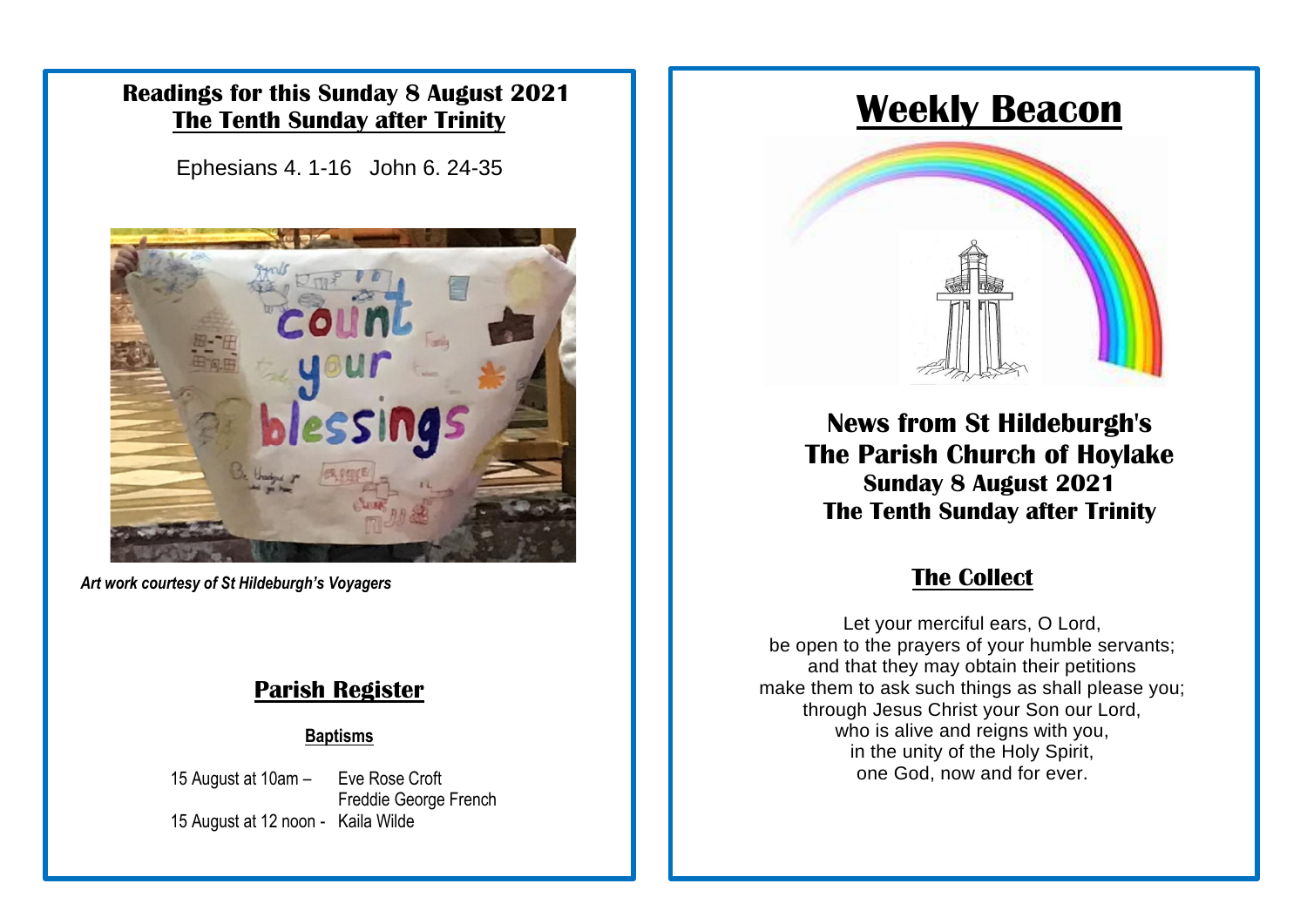## Readings for this Sunday 8 August 2021
## The Tenth Sunday after Trinity

Ephesians 4. 1-16   John 6. 24-35

*Art work courtesy of St Hildeburgh's Voyagers*

## Parish Register

**Baptisms**

15 August at 10am – Eve Rose Croft
Freddie George French
15 August at 12 noon - Kaila Wilde

# Weekly Beacon

## News from St Hildeburgh's
## The Parish Church of Hoylake
### Sunday 8 August 2021
### The Tenth Sunday after Trinity

## The Collect

Let your merciful ears, O Lord,
be open to the prayers of your humble servants;
and that they may obtain their petitions
make them to ask such things as shall please you;
through Jesus Christ your Son our Lord,
who is alive and reigns with you,
in the unity of the Holy Spirit,
one God, now and for ever.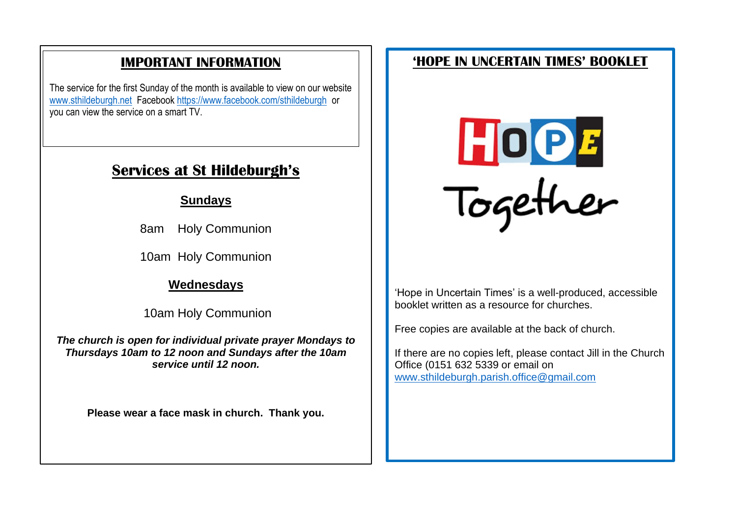## IMPORTANT INFORMATION

The service for the first Sunday of the month is available to view on our website www.sthildeburgh.net Facebook https://www.facebook.com/sthildeburgh or you can view the service on a smart TV.

## Services at St Hildeburgh's

### Sundays

8am Holy Communion

10am Holy Communion

### Wednesdays

10am Holy Communion

***The church is open for individual private prayer Mondays to Thursdays 10am to 12 noon and Sundays after the 10am service until 12 noon.***

**Please wear a face mask in church. Thank you.**

## 'HOPE IN UNCERTAIN TIMES' BOOKLET

HOPE Together

'Hope in Uncertain Times' is a well-produced, accessible booklet written as a resource for churches.

Free copies are available at the back of church.

If there are no copies left, please contact Jill in the Church Office (0151 632 5339 or email on www.sthildeburgh.parish.office@gmail.com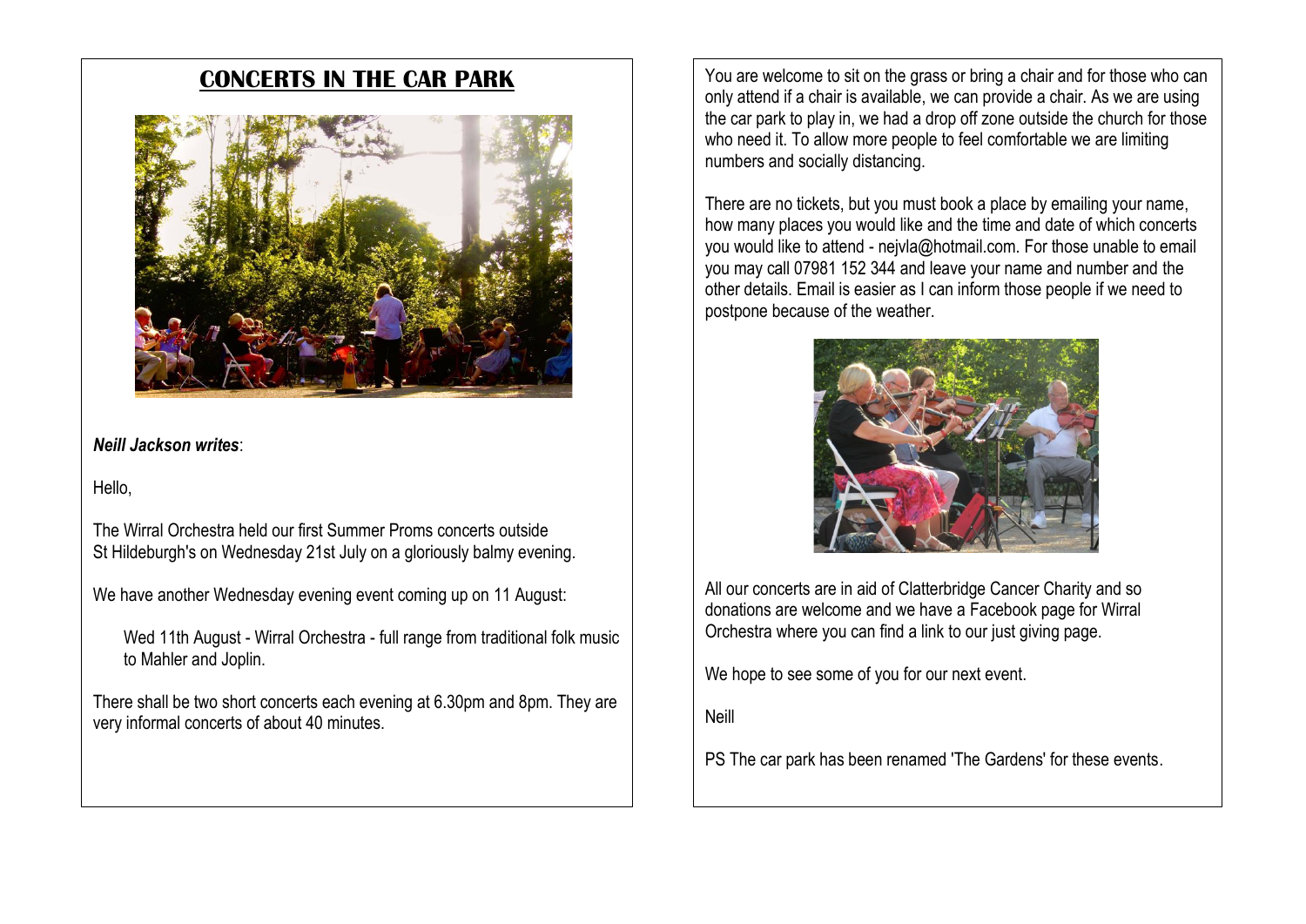# CONCERTS IN THE CAR PARK

***Neill Jackson writes***:

Hello,

The Wirral Orchestra held our first Summer Proms concerts outside St Hildeburgh's on Wednesday 21st July on a gloriously balmy evening.

We have another Wednesday evening event coming up on 11 August:

> Wed 11th August - Wirral Orchestra - full range from traditional folk music to Mahler and Joplin.

There shall be two short concerts each evening at 6.30pm and 8pm. They are very informal concerts of about 40 minutes.

You are welcome to sit on the grass or bring a chair and for those who can only attend if a chair is available, we can provide a chair. As we are using the car park to play in, we had a drop off zone outside the church for those who need it. To allow more people to feel comfortable we are limiting numbers and socially distancing.

There are no tickets, but you must book a place by emailing your name, how many places you would like and the time and date of which concerts you would like to attend - nejvla@hotmail.com. For those unable to email you may call 07981 152 344 and leave your name and number and the other details. Email is easier as I can inform those people if we need to postpone because of the weather.

All our concerts are in aid of Clatterbridge Cancer Charity and so donations are welcome and we have a Facebook page for Wirral Orchestra where you can find a link to our just giving page.

We hope to see some of you for our next event.

Neill

PS The car park has been renamed 'The Gardens' for these events.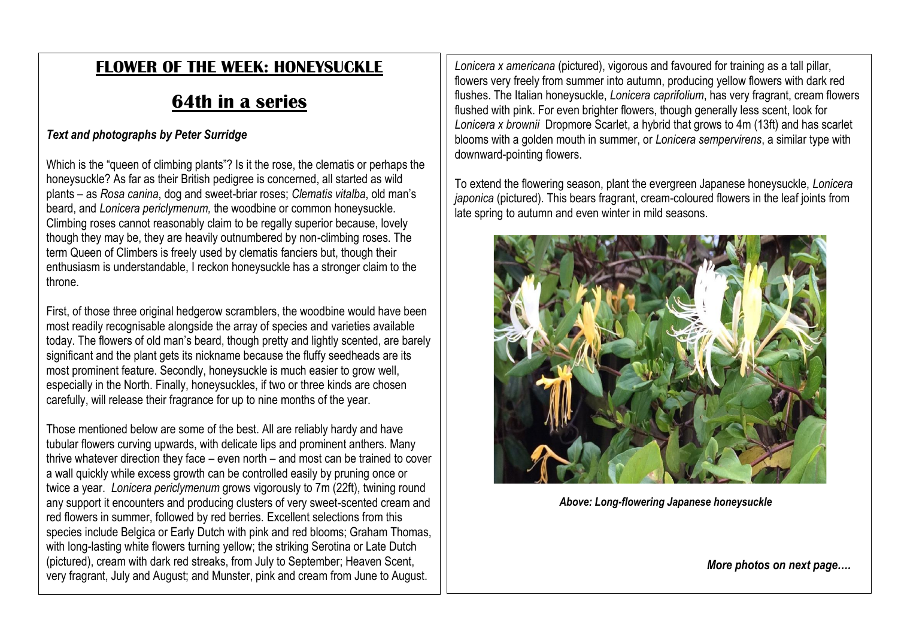## FLOWER OF THE WEEK: HONEYSUCKLE

## 64th in a series

***Text and photographs by Peter Surridge***

Which is the "queen of climbing plants"? Is it the rose, the clematis or perhaps the honeysuckle? As far as their British pedigree is concerned, all started as wild plants – as *Rosa canina*, dog and sweet-briar roses; *Clematis vitalba*, old man's beard, and *Lonicera periclymenum,* the woodbine or common honeysuckle. Climbing roses cannot reasonably claim to be regally superior because, lovely though they may be, they are heavily outnumbered by non-climbing roses. The term Queen of Climbers is freely used by clematis fanciers but, though their enthusiasm is understandable, I reckon honeysuckle has a stronger claim to the throne.

First, of those three original hedgerow scramblers, the woodbine would have been most readily recognisable alongside the array of species and varieties available today. The flowers of old man's beard, though pretty and lightly scented, are barely significant and the plant gets its nickname because the fluffy seedheads are its most prominent feature. Secondly, honeysuckle is much easier to grow well, especially in the North. Finally, honeysuckles, if two or three kinds are chosen carefully, will release their fragrance for up to nine months of the year.

Those mentioned below are some of the best. All are reliably hardy and have tubular flowers curving upwards, with delicate lips and prominent anthers. Many thrive whatever direction they face – even north – and most can be trained to cover a wall quickly while excess growth can be controlled easily by pruning once or twice a year. *Lonicera periclymenum* grows vigorously to 7m (22ft), twining round any support it encounters and producing clusters of very sweet-scented cream and red flowers in summer, followed by red berries. Excellent selections from this species include Belgica or Early Dutch with pink and red blooms; Graham Thomas, with long-lasting white flowers turning yellow; the striking Serotina or Late Dutch (pictured), cream with dark red streaks, from July to September; Heaven Scent, very fragrant, July and August; and Munster, pink and cream from June to August.

*Lonicera x americana* (pictured), vigorous and favoured for training as a tall pillar, flowers very freely from summer into autumn, producing yellow flowers with dark red flushes. The Italian honeysuckle, *Lonicera caprifolium*, has very fragrant, cream flowers flushed with pink. For even brighter flowers, though generally less scent, look for *Lonicera x brownii* Dropmore Scarlet, a hybrid that grows to 4m (13ft) and has scarlet blooms with a golden mouth in summer, or *Lonicera sempervirens*, a similar type with downward-pointing flowers.

To extend the flowering season, plant the evergreen Japanese honeysuckle, *Lonicera japonica* (pictured). This bears fragrant, cream-coloured flowers in the leaf joints from late spring to autumn and even winter in mild seasons.

***Above: Long-flowering Japanese honeysuckle***

***More photos on next page….***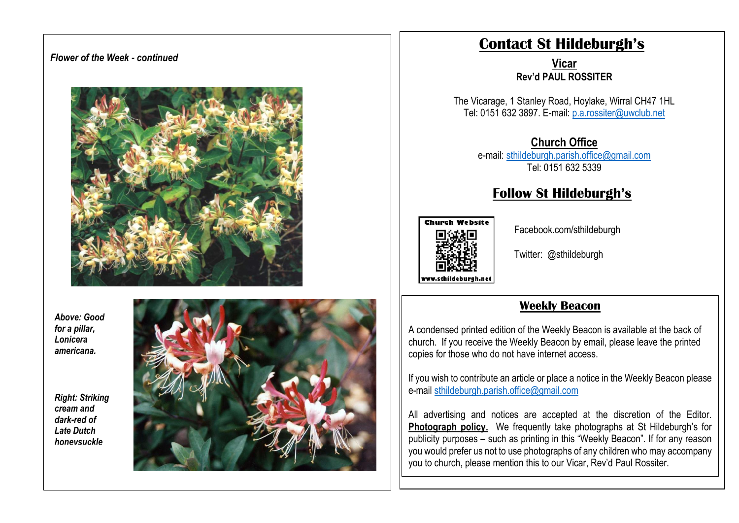*Flower of the Week - continued*

***Above: Good for a pillar, Lonicera americana.***

***Right: Striking cream and dark-red of Late Dutch honeysuckle***

# Contact St Hildeburgh's

## Vicar

**Rev'd PAUL ROSSITER**

The Vicarage, 1 Stanley Road, Hoylake, Wirral CH47 1HL
Tel: 0151 632 3897. E-mail: p.a.rossiter@uwclub.net

## Church Office

e-mail: sthildeburgh.parish.office@gmail.com
Tel: 0151 632 5339

# Follow St Hildeburgh's

Church Website
www.sthildeburgh.net

Facebook.com/sthildeburgh

Twitter: @sthildeburgh

## Weekly Beacon

A condensed printed edition of the Weekly Beacon is available at the back of church. If you receive the Weekly Beacon by email, please leave the printed copies for those who do not have internet access.

If you wish to contribute an article or place a notice in the Weekly Beacon please e-mail sthildeburgh.parish.office@gmail.com

All advertising and notices are accepted at the discretion of the Editor. **Photograph policy.** We frequently take photographs at St Hildeburgh's for publicity purposes – such as printing in this "Weekly Beacon". If for any reason you would prefer us not to use photographs of any children who may accompany you to church, please mention this to our Vicar, Rev'd Paul Rossiter.